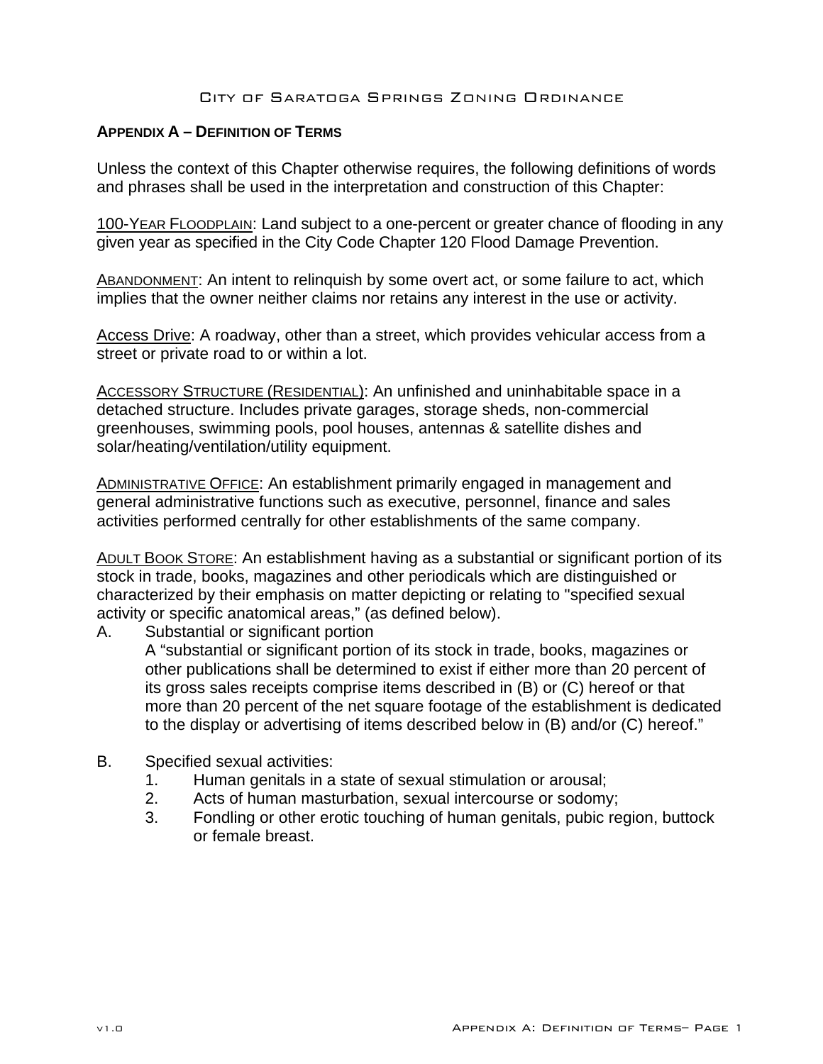## APPENDIX A – DEFINITION OF TERMS

Unless the context of this Chapter otherwise requires, the following definitions of words and phrases shall be used in the interpretation and construction of this Chapter:

100-YEAR FLOODPLAIN: Land subject to a one-percent or greater chance of flooding in any given year as specified in the City Code Chapter 120 Flood Damage Prevention.

ABANDONMENT: An intent to relinquish by some overt act, or some failure to act, which implies that the owner neither claims nor retains any interest in the use or activity.

Access Drive: A roadway, other than a street, which provides vehicular access from a street or private road to or within a lot.

ACCESSORY STRUCTURE (RESIDENTIAL): An unfinished and uninhabitable space in a detached structure. Includes private garages, storage sheds, non-commercial greenhouses, swimming pools, pool houses, antennas & satellite dishes and solar/heating/ventilation/utility equipment.

ADMINISTRATIVE OFFICE: An establishment primarily engaged in management and general administrative functions such as executive, personnel, finance and sales activities performed centrally for other establishments of the same company.

ADULT BOOK STORE: An establishment having as a substantial or significant portion of its stock in trade, books, magazines and other periodicals which are distinguished or characterized by their emphasis on matter depicting or relating to "specified sexual activity or specific anatomical areas," (as defined below).

A. Substantial or significant portion

   A "substantial or significant portion of its stock in trade, books, magazines or other publications shall be determined to exist if either more than 20 percent of its gross sales receipts comprise items described in (B) or (C) hereof or that more than 20 percent of the net square footage of the establishment is dedicated to the display or advertising of items described below in (B) and/or (C) hereof."

B. Specified sexual activities:
   1. Human genitals in a state of sexual stimulation or arousal;
   2. Acts of human masturbation, sexual intercourse or sodomy;
   3. Fondling or other erotic touching of human genitals, pubic region, buttock or female breast.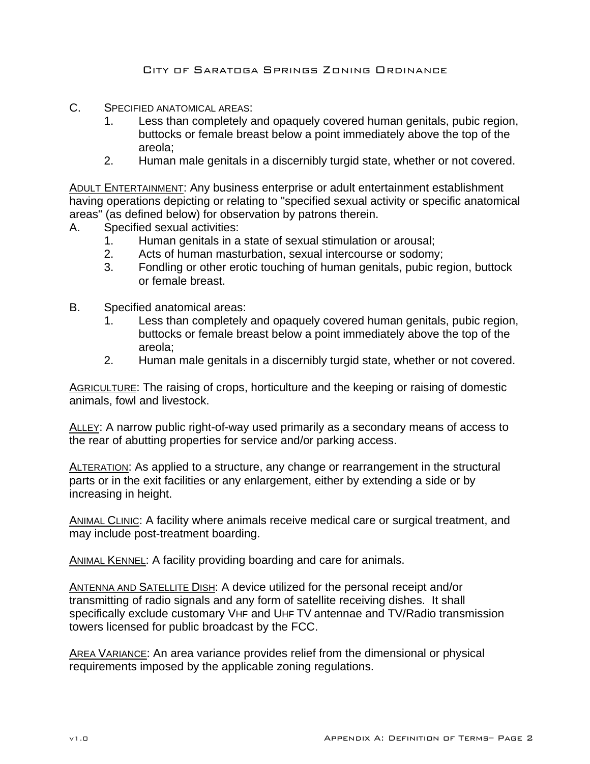C. Specified anatomical areas:

1. Less than completely and opaquely covered human genitals, pubic region, buttocks or female breast below a point immediately above the top of the areola;
2. Human male genitals in a discernibly turgid state, whether or not covered.

Adult Entertainment: Any business enterprise or adult entertainment establishment having operations depicting or relating to "specified sexual activity or specific anatomical areas" (as defined below) for observation by patrons therein.

A. Specified sexual activities:

1. Human genitals in a state of sexual stimulation or arousal;
2. Acts of human masturbation, sexual intercourse or sodomy;
3. Fondling or other erotic touching of human genitals, pubic region, buttock or female breast.

B. Specified anatomical areas:

1. Less than completely and opaquely covered human genitals, pubic region, buttocks or female breast below a point immediately above the top of the areola;
2. Human male genitals in a discernibly turgid state, whether or not covered.

Agriculture: The raising of crops, horticulture and the keeping or raising of domestic animals, fowl and livestock.

Alley: A narrow public right-of-way used primarily as a secondary means of access to the rear of abutting properties for service and/or parking access.

Alteration: As applied to a structure, any change or rearrangement in the structural parts or in the exit facilities or any enlargement, either by extending a side or by increasing in height.

Animal Clinic: A facility where animals receive medical care or surgical treatment, and may include post-treatment boarding.

Animal Kennel: A facility providing boarding and care for animals.

Antenna and Satellite Dish: A device utilized for the personal receipt and/or transmitting of radio signals and any form of satellite receiving dishes. It shall specifically exclude customary VHF and UHF TV antennae and TV/Radio transmission towers licensed for public broadcast by the FCC.

Area Variance: An area variance provides relief from the dimensional or physical requirements imposed by the applicable zoning regulations.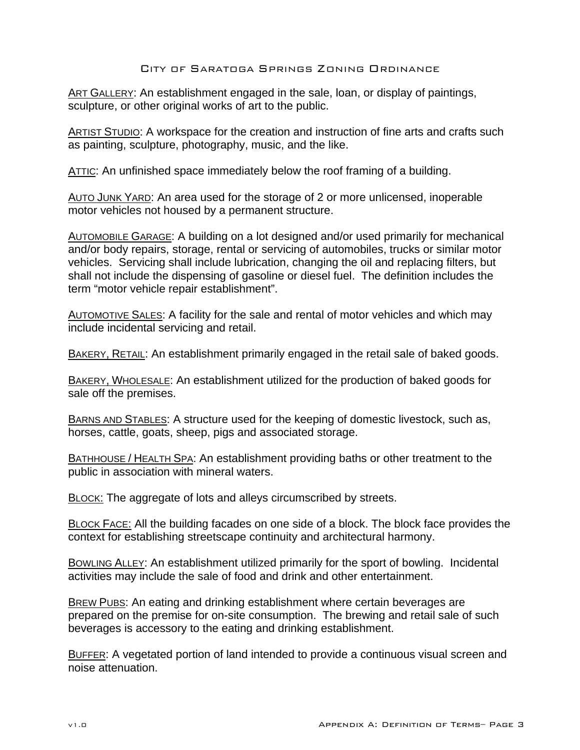ART GALLERY: An establishment engaged in the sale, loan, or display of paintings, sculpture, or other original works of art to the public.

ARTIST STUDIO: A workspace for the creation and instruction of fine arts and crafts such as painting, sculpture, photography, music, and the like.

ATTIC: An unfinished space immediately below the roof framing of a building.

AUTO JUNK YARD: An area used for the storage of 2 or more unlicensed, inoperable motor vehicles not housed by a permanent structure.

AUTOMOBILE GARAGE: A building on a lot designed and/or used primarily for mechanical and/or body repairs, storage, rental or servicing of automobiles, trucks or similar motor vehicles. Servicing shall include lubrication, changing the oil and replacing filters, but shall not include the dispensing of gasoline or diesel fuel. The definition includes the term "motor vehicle repair establishment".

AUTOMOTIVE SALES: A facility for the sale and rental of motor vehicles and which may include incidental servicing and retail.

BAKERY, RETAIL: An establishment primarily engaged in the retail sale of baked goods.

BAKERY, WHOLESALE: An establishment utilized for the production of baked goods for sale off the premises.

BARNS AND STABLES: A structure used for the keeping of domestic livestock, such as, horses, cattle, goats, sheep, pigs and associated storage.

BATHHOUSE / HEALTH SPA: An establishment providing baths or other treatment to the public in association with mineral waters.

BLOCK: The aggregate of lots and alleys circumscribed by streets.

BLOCK FACE: All the building facades on one side of a block. The block face provides the context for establishing streetscape continuity and architectural harmony.

BOWLING ALLEY: An establishment utilized primarily for the sport of bowling. Incidental activities may include the sale of food and drink and other entertainment.

BREW PUBS: An eating and drinking establishment where certain beverages are prepared on the premise for on-site consumption. The brewing and retail sale of such beverages is accessory to the eating and drinking establishment.

BUFFER: A vegetated portion of land intended to provide a continuous visual screen and noise attenuation.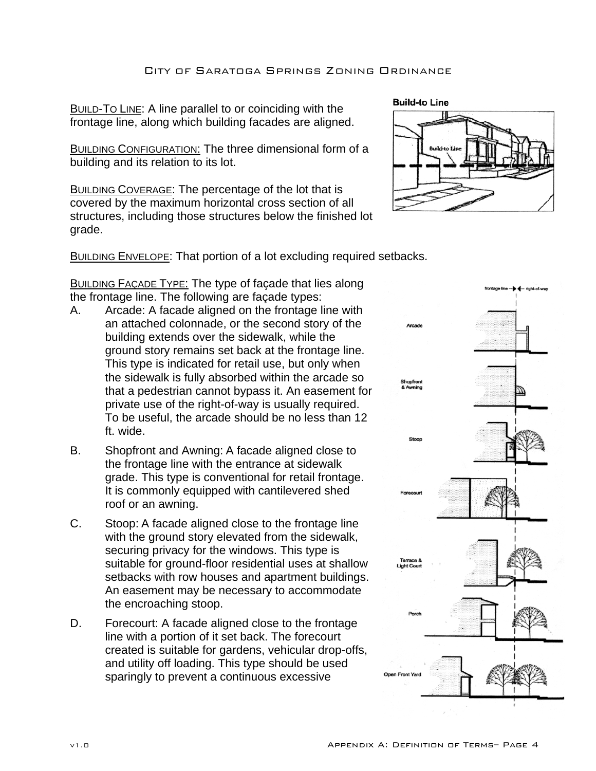Build-To Line: A line parallel to or coinciding with the frontage line, along which building facades are aligned.

Building Configuration: The three dimensional form of a building and its relation to its lot.

Building Coverage: The percentage of the lot that is covered by the maximum horizontal cross section of all structures, including those structures below the finished lot grade.

Building Envelope: That portion of a lot excluding required setbacks.

Building Façade Type: The type of façade that lies along the frontage line. The following are façade types:

A. Arcade: A facade aligned on the frontage line with an attached colonnade, or the second story of the building extends over the sidewalk, while the ground story remains set back at the frontage line. This type is indicated for retail use, but only when the sidewalk is fully absorbed within the arcade so that a pedestrian cannot bypass it. An easement for private use of the right-of-way is usually required. To be useful, the arcade should be no less than 12 ft. wide.

B. Shopfront and Awning: A facade aligned close to the frontage line with the entrance at sidewalk grade. This type is conventional for retail frontage. It is commonly equipped with cantilevered shed roof or an awning.

C. Stoop: A facade aligned close to the frontage line with the ground story elevated from the sidewalk, securing privacy for the windows. This type is suitable for ground-floor residential uses at shallow setbacks with row houses and apartment buildings. An easement may be necessary to accommodate the encroaching stoop.

D. Forecourt: A facade aligned close to the frontage line with a portion of it set back. The forecourt created is suitable for gardens, vehicular drop-offs, and utility off loading. This type should be used sparingly to prevent a continuous excessive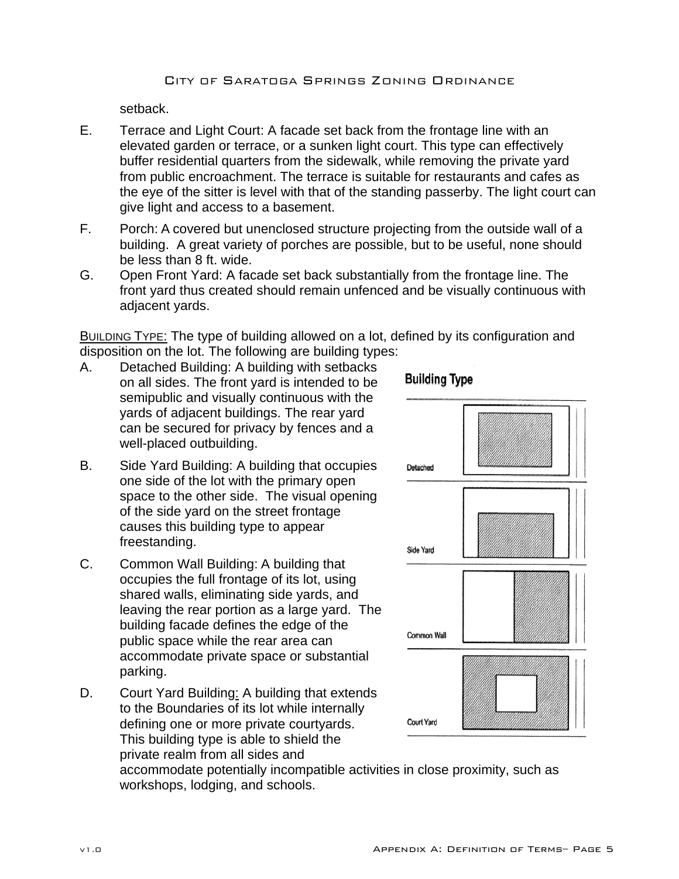setback.

E. Terrace and Light Court: A facade set back from the frontage line with an elevated garden or terrace, or a sunken light court. This type can effectively buffer residential quarters from the sidewalk, while removing the private yard from public encroachment. The terrace is suitable for restaurants and cafes as the eye of the sitter is level with that of the standing passerby. The light court can give light and access to a basement.

F. Porch: A covered but unenclosed structure projecting from the outside wall of a building. A great variety of porches are possible, but to be useful, none should be less than 8 ft. wide.

G. Open Front Yard: A facade set back substantially from the frontage line. The front yard thus created should remain unfenced and be visually continuous with adjacent yards.

<u>BUILDING TYPE:</u> The type of building allowed on a lot, defined by its configuration and disposition on the lot. The following are building types:

A. Detached Building: A building with setbacks on all sides. The front yard is intended to be semipublic and visually continuous with the yards of adjacent buildings. The rear yard can be secured for privacy by fences and a well-placed outbuilding.

B. Side Yard Building: A building that occupies one side of the lot with the primary open space to the other side. The visual opening of the side yard on the street frontage causes this building type to appear freestanding.

C. Common Wall Building: A building that occupies the full frontage of its lot, using shared walls, eliminating side yards, and leaving the rear portion as a large yard. The building facade defines the edge of the public space while the rear area can accommodate private space or substantial parking.

D. Court Yard Building: A building that extends to the Boundaries of its lot while internally defining one or more private courtyards. This building type is able to shield the private realm from all sides and accommodate potentially incompatible activities in close proximity, such as workshops, lodging, and schools.

**Building Type**

Detached

Side Yard

Common Wall

Court Yard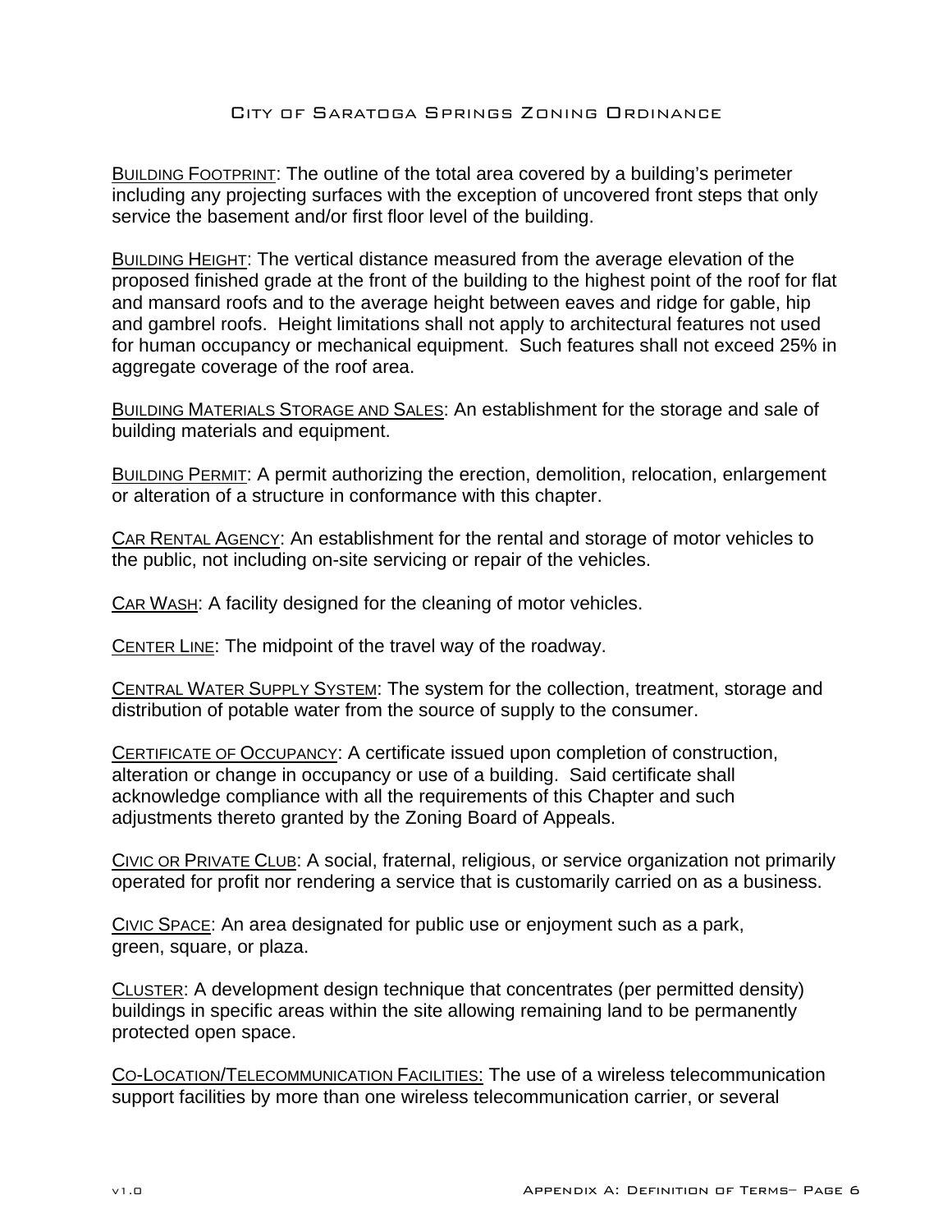BUILDING FOOTPRINT: The outline of the total area covered by a building's perimeter including any projecting surfaces with the exception of uncovered front steps that only service the basement and/or first floor level of the building.

BUILDING HEIGHT: The vertical distance measured from the average elevation of the proposed finished grade at the front of the building to the highest point of the roof for flat and mansard roofs and to the average height between eaves and ridge for gable, hip and gambrel roofs. Height limitations shall not apply to architectural features not used for human occupancy or mechanical equipment. Such features shall not exceed 25% in aggregate coverage of the roof area.

BUILDING MATERIALS STORAGE AND SALES: An establishment for the storage and sale of building materials and equipment.

BUILDING PERMIT: A permit authorizing the erection, demolition, relocation, enlargement or alteration of a structure in conformance with this chapter.

CAR RENTAL AGENCY: An establishment for the rental and storage of motor vehicles to the public, not including on-site servicing or repair of the vehicles.

CAR WASH: A facility designed for the cleaning of motor vehicles.

CENTER LINE: The midpoint of the travel way of the roadway.

CENTRAL WATER SUPPLY SYSTEM: The system for the collection, treatment, storage and distribution of potable water from the source of supply to the consumer.

CERTIFICATE OF OCCUPANCY: A certificate issued upon completion of construction, alteration or change in occupancy or use of a building. Said certificate shall acknowledge compliance with all the requirements of this Chapter and such adjustments thereto granted by the Zoning Board of Appeals.

CIVIC OR PRIVATE CLUB: A social, fraternal, religious, or service organization not primarily operated for profit nor rendering a service that is customarily carried on as a business.

CIVIC SPACE: An area designated for public use or enjoyment such as a park, green, square, or plaza.

CLUSTER: A development design technique that concentrates (per permitted density) buildings in specific areas within the site allowing remaining land to be permanently protected open space.

CO-LOCATION/TELECOMMUNICATION FACILITIES: The use of a wireless telecommunication support facilities by more than one wireless telecommunication carrier, or several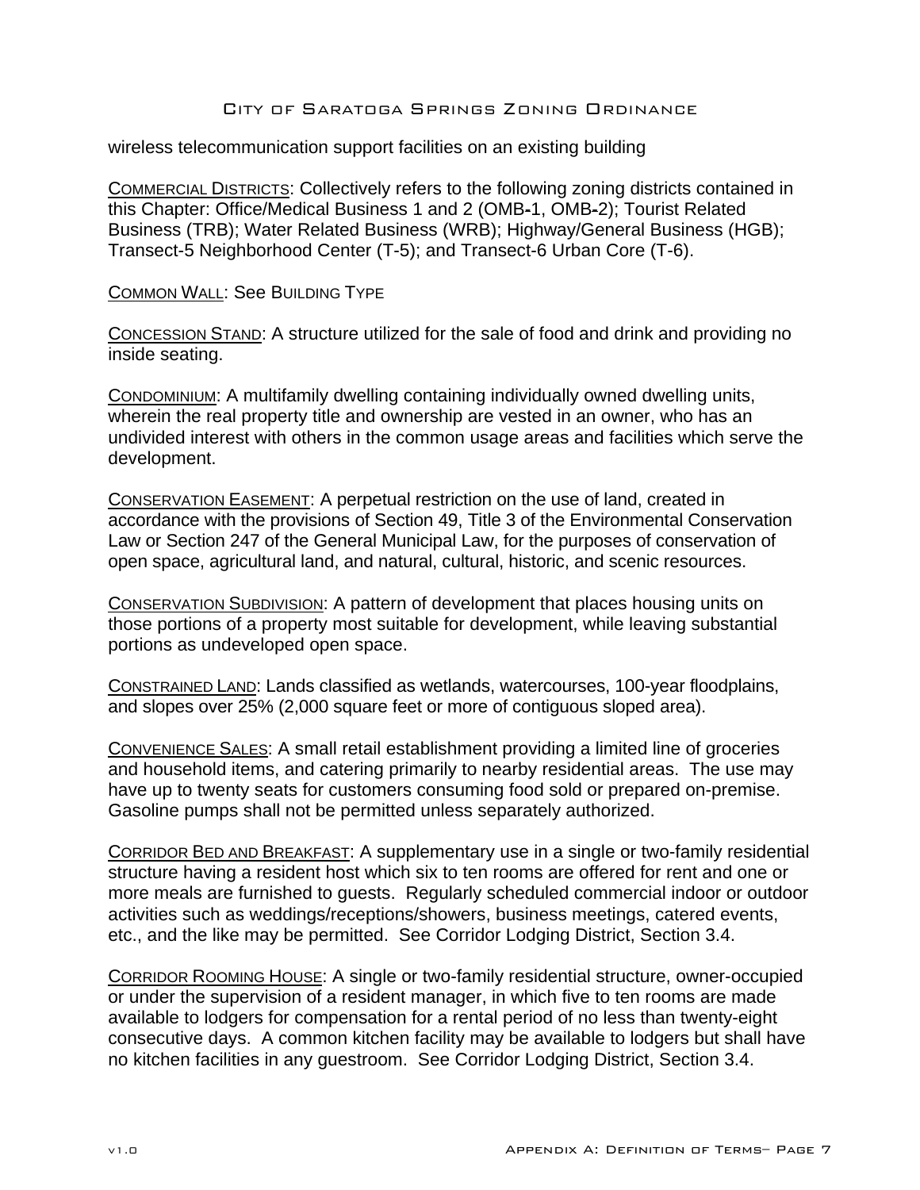wireless telecommunication support facilities on an existing building

COMMERCIAL DISTRICTS: Collectively refers to the following zoning districts contained in this Chapter: Office/Medical Business 1 and 2 (OMB-1, OMB-2); Tourist Related Business (TRB); Water Related Business (WRB); Highway/General Business (HGB); Transect-5 Neighborhood Center (T-5); and Transect-6 Urban Core (T-6).

COMMON WALL: See BUILDING TYPE

CONCESSION STAND: A structure utilized for the sale of food and drink and providing no inside seating.

CONDOMINIUM: A multifamily dwelling containing individually owned dwelling units, wherein the real property title and ownership are vested in an owner, who has an undivided interest with others in the common usage areas and facilities which serve the development.

CONSERVATION EASEMENT: A perpetual restriction on the use of land, created in accordance with the provisions of Section 49, Title 3 of the Environmental Conservation Law or Section 247 of the General Municipal Law, for the purposes of conservation of open space, agricultural land, and natural, cultural, historic, and scenic resources.

CONSERVATION SUBDIVISION: A pattern of development that places housing units on those portions of a property most suitable for development, while leaving substantial portions as undeveloped open space.

CONSTRAINED LAND: Lands classified as wetlands, watercourses, 100-year floodplains, and slopes over 25% (2,000 square feet or more of contiguous sloped area).

CONVENIENCE SALES: A small retail establishment providing a limited line of groceries and household items, and catering primarily to nearby residential areas. The use may have up to twenty seats for customers consuming food sold or prepared on-premise. Gasoline pumps shall not be permitted unless separately authorized.

CORRIDOR BED AND BREAKFAST: A supplementary use in a single or two-family residential structure having a resident host which six to ten rooms are offered for rent and one or more meals are furnished to guests. Regularly scheduled commercial indoor or outdoor activities such as weddings/receptions/showers, business meetings, catered events, etc., and the like may be permitted. See Corridor Lodging District, Section 3.4.

CORRIDOR ROOMING HOUSE: A single or two-family residential structure, owner-occupied or under the supervision of a resident manager, in which five to ten rooms are made available to lodgers for compensation for a rental period of no less than twenty-eight consecutive days. A common kitchen facility may be available to lodgers but shall have no kitchen facilities in any guestroom. See Corridor Lodging District, Section 3.4.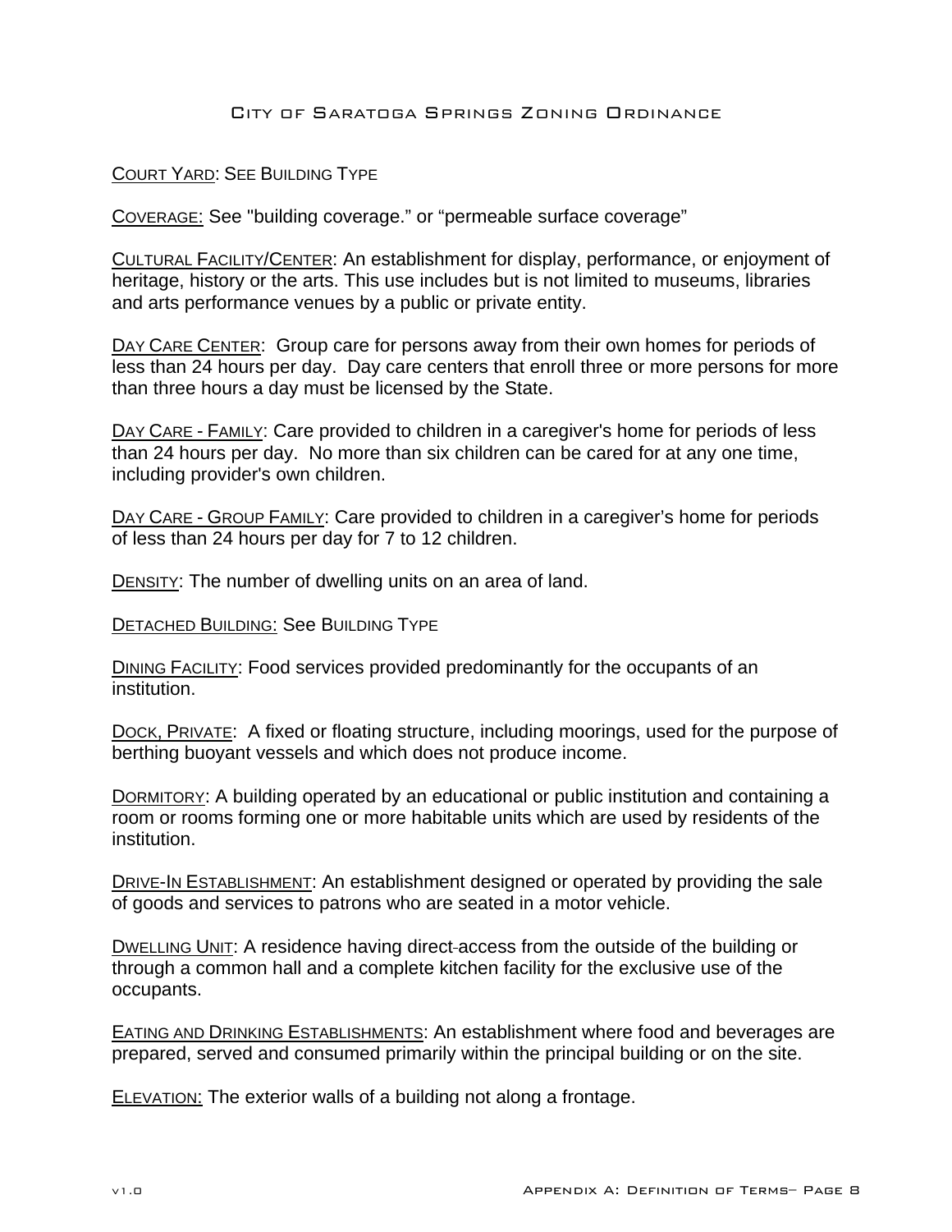<u>Court Yard</u>: See Building Type

<u>Coverage:</u> See "building coverage." or "permeable surface coverage"

<u>Cultural Facility/Center</u>: An establishment for display, performance, or enjoyment of heritage, history or the arts. This use includes but is not limited to museums, libraries and arts performance venues by a public or private entity.

<u>Day Care Center</u>: Group care for persons away from their own homes for periods of less than 24 hours per day. Day care centers that enroll three or more persons for more than three hours a day must be licensed by the State.

<u>Day Care - Family</u>: Care provided to children in a caregiver's home for periods of less than 24 hours per day. No more than six children can be cared for at any one time, including provider's own children.

<u>Day Care - Group Family</u>: Care provided to children in a caregiver's home for periods of less than 24 hours per day for 7 to 12 children.

<u>Density</u>: The number of dwelling units on an area of land.

<u>Detached Building:</u> See Building Type

<u>Dining Facility</u>: Food services provided predominantly for the occupants of an institution.

<u>Dock, Private</u>: A fixed or floating structure, including moorings, used for the purpose of berthing buoyant vessels and which does not produce income.

<u>Dormitory</u>: A building operated by an educational or public institution and containing a room or rooms forming one or more habitable units which are used by residents of the institution.

<u>Drive-In Establishment</u>: An establishment designed or operated by providing the sale of goods and services to patrons who are seated in a motor vehicle.

<u>Dwelling Unit</u>: A residence having direct-access from the outside of the building or through a common hall and a complete kitchen facility for the exclusive use of the occupants.

<u>Eating and Drinking Establishments</u>: An establishment where food and beverages are prepared, served and consumed primarily within the principal building or on the site.

<u>Elevation:</u> The exterior walls of a building not along a frontage.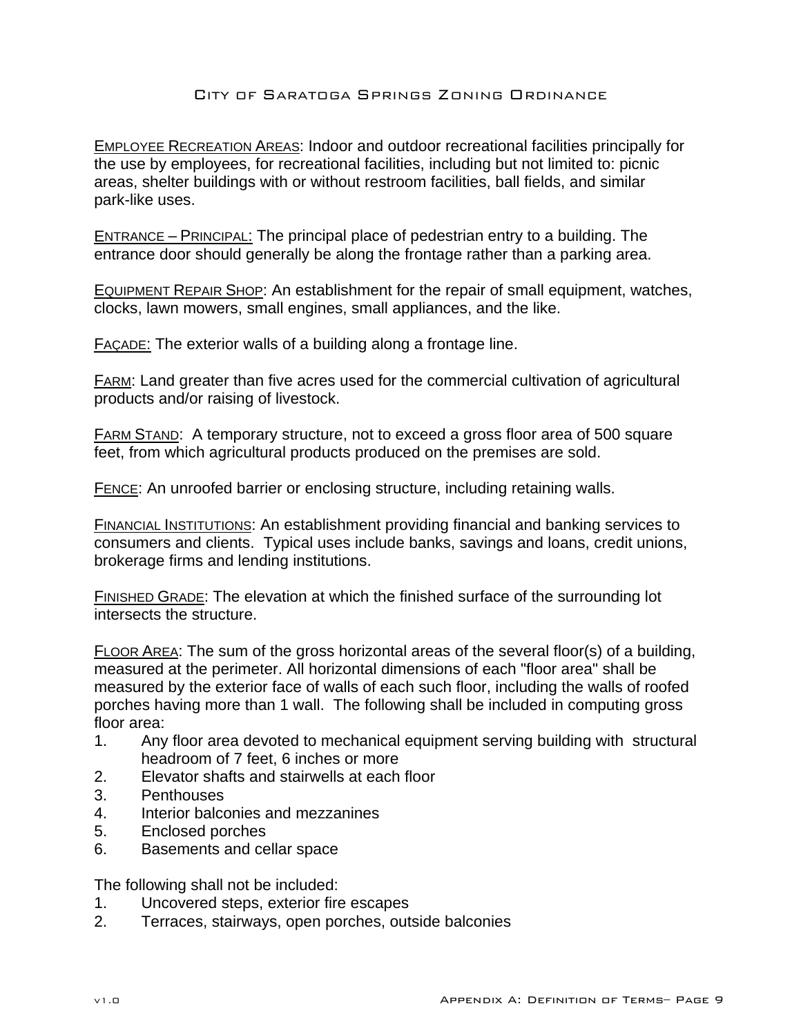<u>EMPLOYEE RECREATION AREAS</u>: Indoor and outdoor recreational facilities principally for the use by employees, for recreational facilities, including but not limited to: picnic areas, shelter buildings with or without restroom facilities, ball fields, and similar park-like uses.

<u>ENTRANCE – PRINCIPAL</u>: The principal place of pedestrian entry to a building. The entrance door should generally be along the frontage rather than a parking area.

<u>EQUIPMENT REPAIR SHOP</u>: An establishment for the repair of small equipment, watches, clocks, lawn mowers, small engines, small appliances, and the like.

<u>FAÇADE</u>: The exterior walls of a building along a frontage line.

<u>FARM</u>: Land greater than five acres used for the commercial cultivation of agricultural products and/or raising of livestock.

<u>FARM STAND</u>: A temporary structure, not to exceed a gross floor area of 500 square feet, from which agricultural products produced on the premises are sold.

<u>FENCE</u>: An unroofed barrier or enclosing structure, including retaining walls.

<u>FINANCIAL INSTITUTIONS</u>: An establishment providing financial and banking services to consumers and clients. Typical uses include banks, savings and loans, credit unions, brokerage firms and lending institutions.

<u>FINISHED GRADE</u>: The elevation at which the finished surface of the surrounding lot intersects the structure.

<u>FLOOR AREA</u>: The sum of the gross horizontal areas of the several floor(s) of a building, measured at the perimeter. All horizontal dimensions of each "floor area" shall be measured by the exterior face of walls of each such floor, including the walls of roofed porches having more than 1 wall. The following shall be included in computing gross floor area:

1. Any floor area devoted to mechanical equipment serving building with structural headroom of 7 feet, 6 inches or more
2. Elevator shafts and stairwells at each floor
3. Penthouses
4. Interior balconies and mezzanines
5. Enclosed porches
6. Basements and cellar space

The following shall not be included:

1. Uncovered steps, exterior fire escapes
2. Terraces, stairways, open porches, outside balconies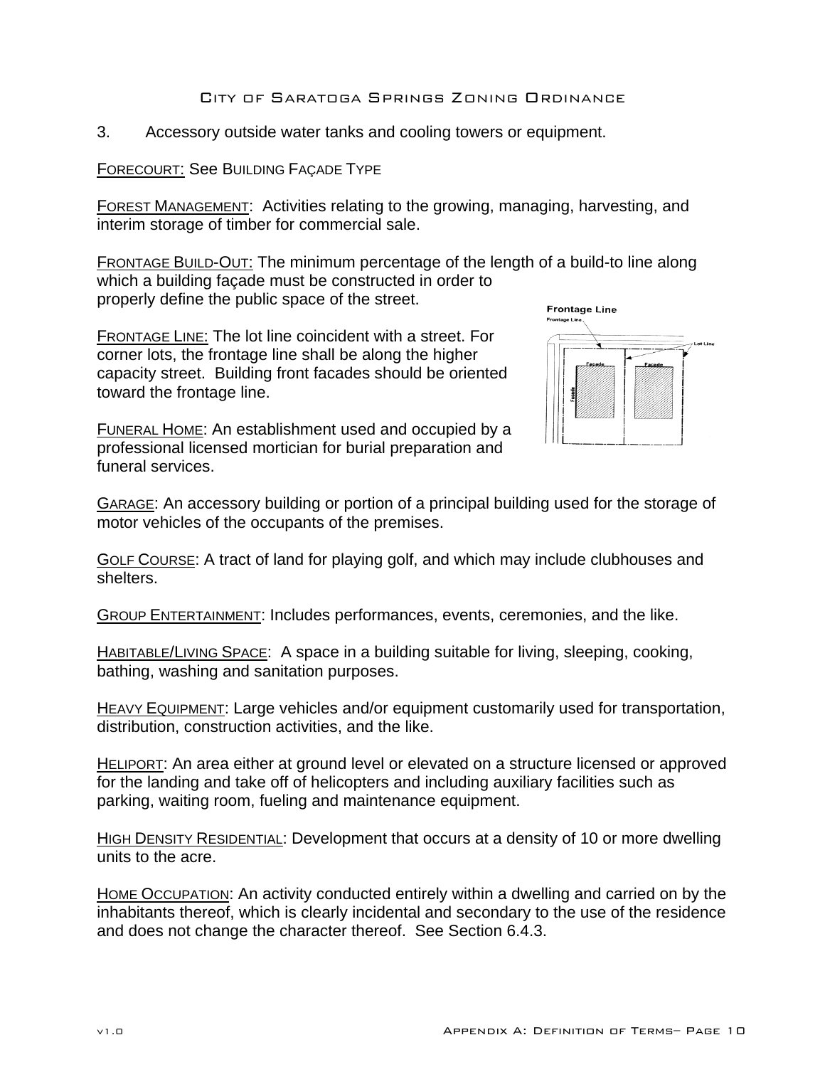3. Accessory outside water tanks and cooling towers or equipment.

FORECOURT: See BUILDING FAÇADE TYPE

FOREST MANAGEMENT: Activities relating to the growing, managing, harvesting, and interim storage of timber for commercial sale.

FRONTAGE BUILD-OUT: The minimum percentage of the length of a build-to line along which a building façade must be constructed in order to properly define the public space of the street.

FRONTAGE LINE: The lot line coincident with a street. For corner lots, the frontage line shall be along the higher capacity street. Building front facades should be oriented toward the frontage line.

FUNERAL HOME: An establishment used and occupied by a professional licensed mortician for burial preparation and funeral services.

GARAGE: An accessory building or portion of a principal building used for the storage of motor vehicles of the occupants of the premises.

GOLF COURSE: A tract of land for playing golf, and which may include clubhouses and shelters.

GROUP ENTERTAINMENT: Includes performances, events, ceremonies, and the like.

HABITABLE/LIVING SPACE: A space in a building suitable for living, sleeping, cooking, bathing, washing and sanitation purposes.

HEAVY EQUIPMENT: Large vehicles and/or equipment customarily used for transportation, distribution, construction activities, and the like.

HELIPORT: An area either at ground level or elevated on a structure licensed or approved for the landing and take off of helicopters and including auxiliary facilities such as parking, waiting room, fueling and maintenance equipment.

HIGH DENSITY RESIDENTIAL: Development that occurs at a density of 10 or more dwelling units to the acre.

HOME OCCUPATION: An activity conducted entirely within a dwelling and carried on by the inhabitants thereof, which is clearly incidental and secondary to the use of the residence and does not change the character thereof. See Section 6.4.3.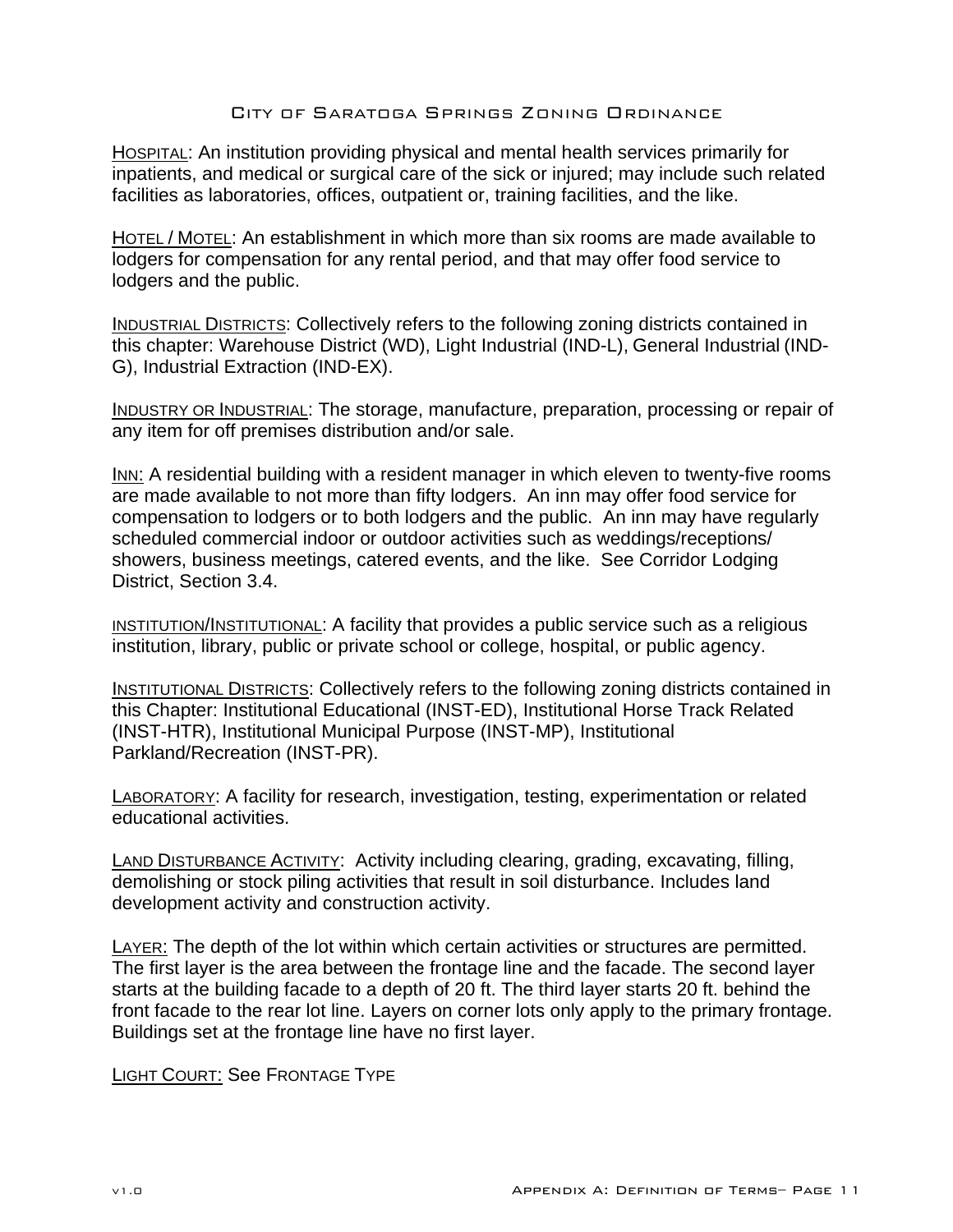HOSPITAL: An institution providing physical and mental health services primarily for inpatients, and medical or surgical care of the sick or injured; may include such related facilities as laboratories, offices, outpatient or, training facilities, and the like.

HOTEL / MOTEL: An establishment in which more than six rooms are made available to lodgers for compensation for any rental period, and that may offer food service to lodgers and the public.

INDUSTRIAL DISTRICTS: Collectively refers to the following zoning districts contained in this chapter: Warehouse District (WD), Light Industrial (IND-L), General Industrial (IND-G), Industrial Extraction (IND-EX).

INDUSTRY OR INDUSTRIAL: The storage, manufacture, preparation, processing or repair of any item for off premises distribution and/or sale.

INN: A residential building with a resident manager in which eleven to twenty-five rooms are made available to not more than fifty lodgers. An inn may offer food service for compensation to lodgers or to both lodgers and the public. An inn may have regularly scheduled commercial indoor or outdoor activities such as weddings/receptions/ showers, business meetings, catered events, and the like. See Corridor Lodging District, Section 3.4.

INSTITUTION/INSTITUTIONAL: A facility that provides a public service such as a religious institution, library, public or private school or college, hospital, or public agency.

INSTITUTIONAL DISTRICTS: Collectively refers to the following zoning districts contained in this Chapter: Institutional Educational (INST-ED), Institutional Horse Track Related (INST-HTR), Institutional Municipal Purpose (INST-MP), Institutional Parkland/Recreation (INST-PR).

LABORATORY: A facility for research, investigation, testing, experimentation or related educational activities.

LAND DISTURBANCE ACTIVITY: Activity including clearing, grading, excavating, filling, demolishing or stock piling activities that result in soil disturbance. Includes land development activity and construction activity.

LAYER: The depth of the lot within which certain activities or structures are permitted. The first layer is the area between the frontage line and the facade. The second layer starts at the building facade to a depth of 20 ft. The third layer starts 20 ft. behind the front facade to the rear lot line. Layers on corner lots only apply to the primary frontage. Buildings set at the frontage line have no first layer.

LIGHT COURT: See FRONTAGE TYPE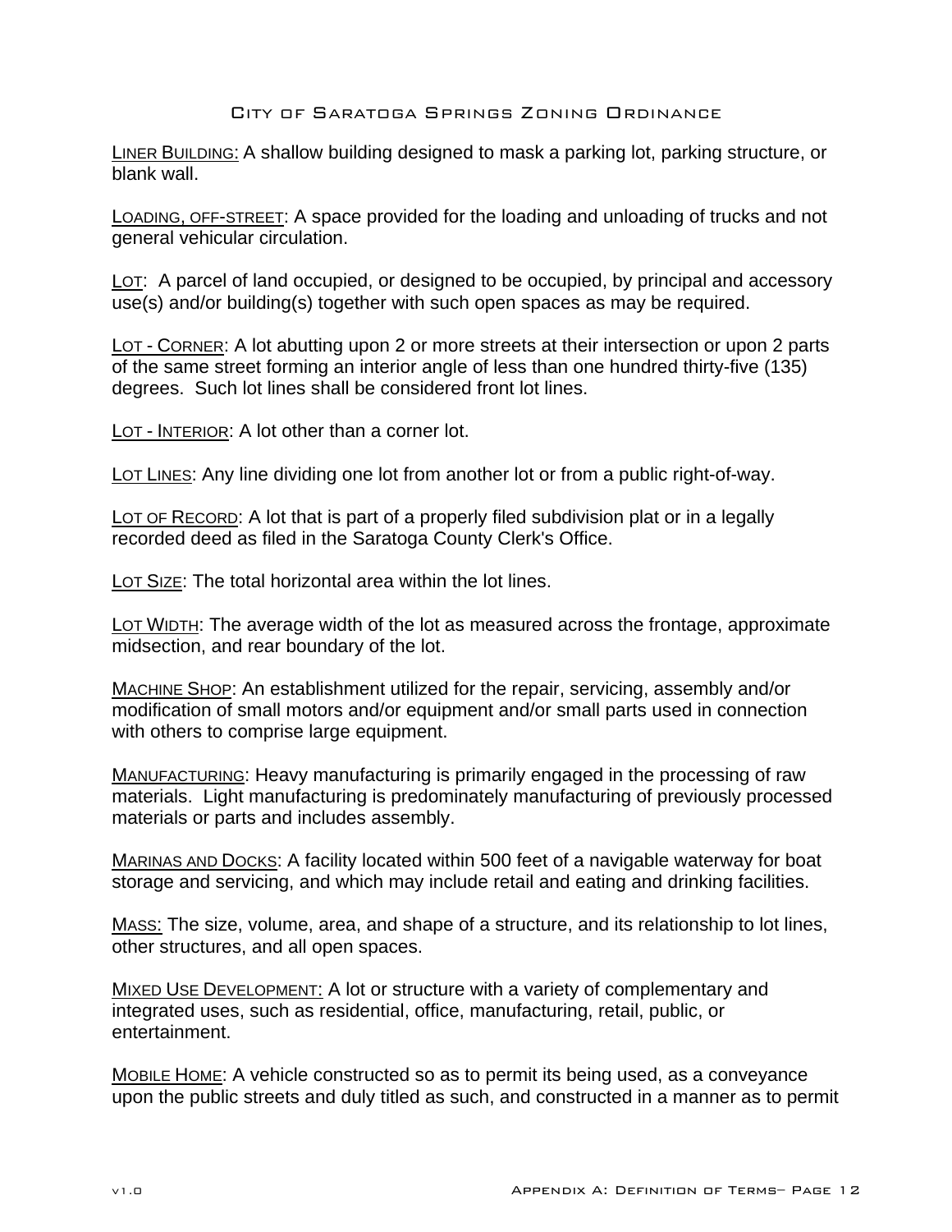LINER BUILDING: A shallow building designed to mask a parking lot, parking structure, or blank wall.

LOADING, OFF-STREET: A space provided for the loading and unloading of trucks and not general vehicular circulation.

LOT: A parcel of land occupied, or designed to be occupied, by principal and accessory use(s) and/or building(s) together with such open spaces as may be required.

LOT - CORNER: A lot abutting upon 2 or more streets at their intersection or upon 2 parts of the same street forming an interior angle of less than one hundred thirty-five (135) degrees. Such lot lines shall be considered front lot lines.

LOT - INTERIOR: A lot other than a corner lot.

LOT LINES: Any line dividing one lot from another lot or from a public right-of-way.

LOT OF RECORD: A lot that is part of a properly filed subdivision plat or in a legally recorded deed as filed in the Saratoga County Clerk's Office.

LOT SIZE: The total horizontal area within the lot lines.

LOT WIDTH: The average width of the lot as measured across the frontage, approximate midsection, and rear boundary of the lot.

MACHINE SHOP: An establishment utilized for the repair, servicing, assembly and/or modification of small motors and/or equipment and/or small parts used in connection with others to comprise large equipment.

MANUFACTURING: Heavy manufacturing is primarily engaged in the processing of raw materials. Light manufacturing is predominately manufacturing of previously processed materials or parts and includes assembly.

MARINAS AND DOCKS: A facility located within 500 feet of a navigable waterway for boat storage and servicing, and which may include retail and eating and drinking facilities.

MASS: The size, volume, area, and shape of a structure, and its relationship to lot lines, other structures, and all open spaces.

MIXED USE DEVELOPMENT: A lot or structure with a variety of complementary and integrated uses, such as residential, office, manufacturing, retail, public, or entertainment.

MOBILE HOME: A vehicle constructed so as to permit its being used, as a conveyance upon the public streets and duly titled as such, and constructed in a manner as to permit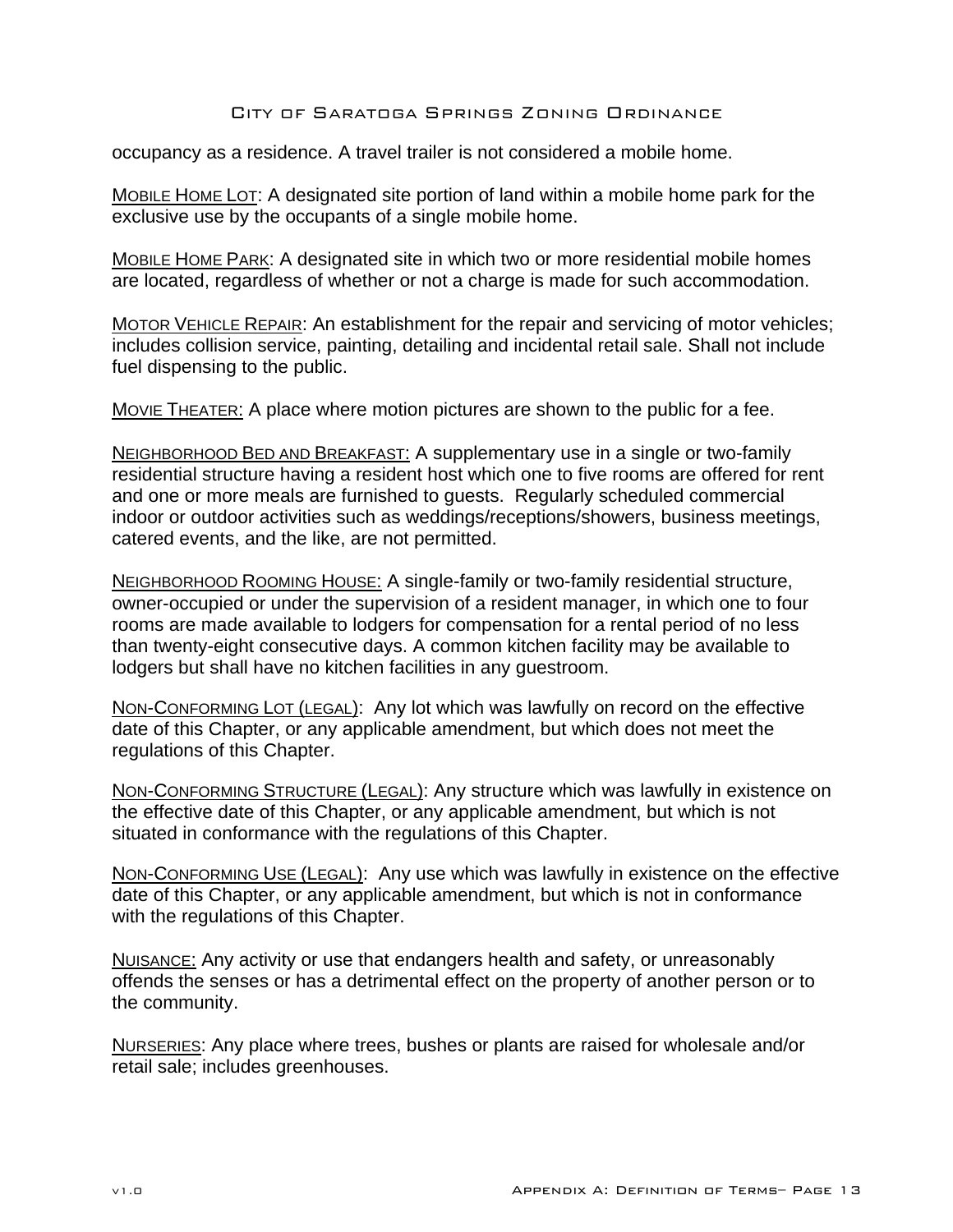occupancy as a residence. A travel trailer is not considered a mobile home.

MOBILE HOME LOT: A designated site portion of land within a mobile home park for the exclusive use by the occupants of a single mobile home.

MOBILE HOME PARK: A designated site in which two or more residential mobile homes are located, regardless of whether or not a charge is made for such accommodation.

MOTOR VEHICLE REPAIR: An establishment for the repair and servicing of motor vehicles; includes collision service, painting, detailing and incidental retail sale. Shall not include fuel dispensing to the public.

MOVIE THEATER: A place where motion pictures are shown to the public for a fee.

NEIGHBORHOOD BED AND BREAKFAST: A supplementary use in a single or two-family residential structure having a resident host which one to five rooms are offered for rent and one or more meals are furnished to guests. Regularly scheduled commercial indoor or outdoor activities such as weddings/receptions/showers, business meetings, catered events, and the like, are not permitted.

NEIGHBORHOOD ROOMING HOUSE: A single-family or two-family residential structure, owner-occupied or under the supervision of a resident manager, in which one to four rooms are made available to lodgers for compensation for a rental period of no less than twenty-eight consecutive days. A common kitchen facility may be available to lodgers but shall have no kitchen facilities in any guestroom.

NON-CONFORMING LOT (LEGAL): Any lot which was lawfully on record on the effective date of this Chapter, or any applicable amendment, but which does not meet the regulations of this Chapter.

NON-CONFORMING STRUCTURE (LEGAL): Any structure which was lawfully in existence on the effective date of this Chapter, or any applicable amendment, but which is not situated in conformance with the regulations of this Chapter.

NON-CONFORMING USE (LEGAL): Any use which was lawfully in existence on the effective date of this Chapter, or any applicable amendment, but which is not in conformance with the regulations of this Chapter.

NUISANCE: Any activity or use that endangers health and safety, or unreasonably offends the senses or has a detrimental effect on the property of another person or to the community.

NURSERIES: Any place where trees, bushes or plants are raised for wholesale and/or retail sale; includes greenhouses.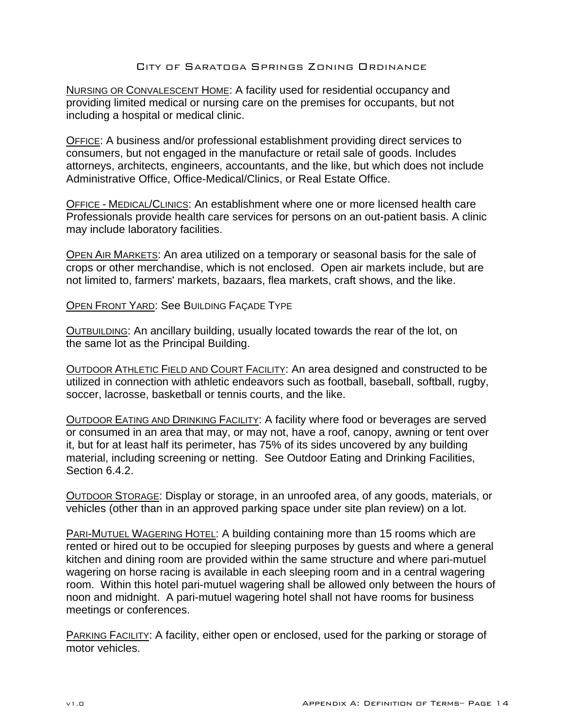NURSING OR CONVALESCENT HOME: A facility used for residential occupancy and providing limited medical or nursing care on the premises for occupants, but not including a hospital or medical clinic.

OFFICE: A business and/or professional establishment providing direct services to consumers, but not engaged in the manufacture or retail sale of goods. Includes attorneys, architects, engineers, accountants, and the like, but which does not include Administrative Office, Office-Medical/Clinics, or Real Estate Office.

OFFICE - MEDICAL/CLINICS: An establishment where one or more licensed health care Professionals provide health care services for persons on an out-patient basis. A clinic may include laboratory facilities.

OPEN AIR MARKETS: An area utilized on a temporary or seasonal basis for the sale of crops or other merchandise, which is not enclosed. Open air markets include, but are not limited to, farmers' markets, bazaars, flea markets, craft shows, and the like.

OPEN FRONT YARD: See BUILDING FAÇADE TYPE

OUTBUILDING: An ancillary building, usually located towards the rear of the lot, on the same lot as the Principal Building.

OUTDOOR ATHLETIC FIELD AND COURT FACILITY: An area designed and constructed to be utilized in connection with athletic endeavors such as football, baseball, softball, rugby, soccer, lacrosse, basketball or tennis courts, and the like.

OUTDOOR EATING AND DRINKING FACILITY: A facility where food or beverages are served or consumed in an area that may, or may not, have a roof, canopy, awning or tent over it, but for at least half its perimeter, has 75% of its sides uncovered by any building material, including screening or netting. See Outdoor Eating and Drinking Facilities, Section 6.4.2.

OUTDOOR STORAGE: Display or storage, in an unroofed area, of any goods, materials, or vehicles (other than in an approved parking space under site plan review) on a lot.

PARI-MUTUEL WAGERING HOTEL: A building containing more than 15 rooms which are rented or hired out to be occupied for sleeping purposes by guests and where a general kitchen and dining room are provided within the same structure and where pari-mutuel wagering on horse racing is available in each sleeping room and in a central wagering room. Within this hotel pari-mutuel wagering shall be allowed only between the hours of noon and midnight. A pari-mutuel wagering hotel shall not have rooms for business meetings or conferences.

PARKING FACILITY: A facility, either open or enclosed, used for the parking or storage of motor vehicles.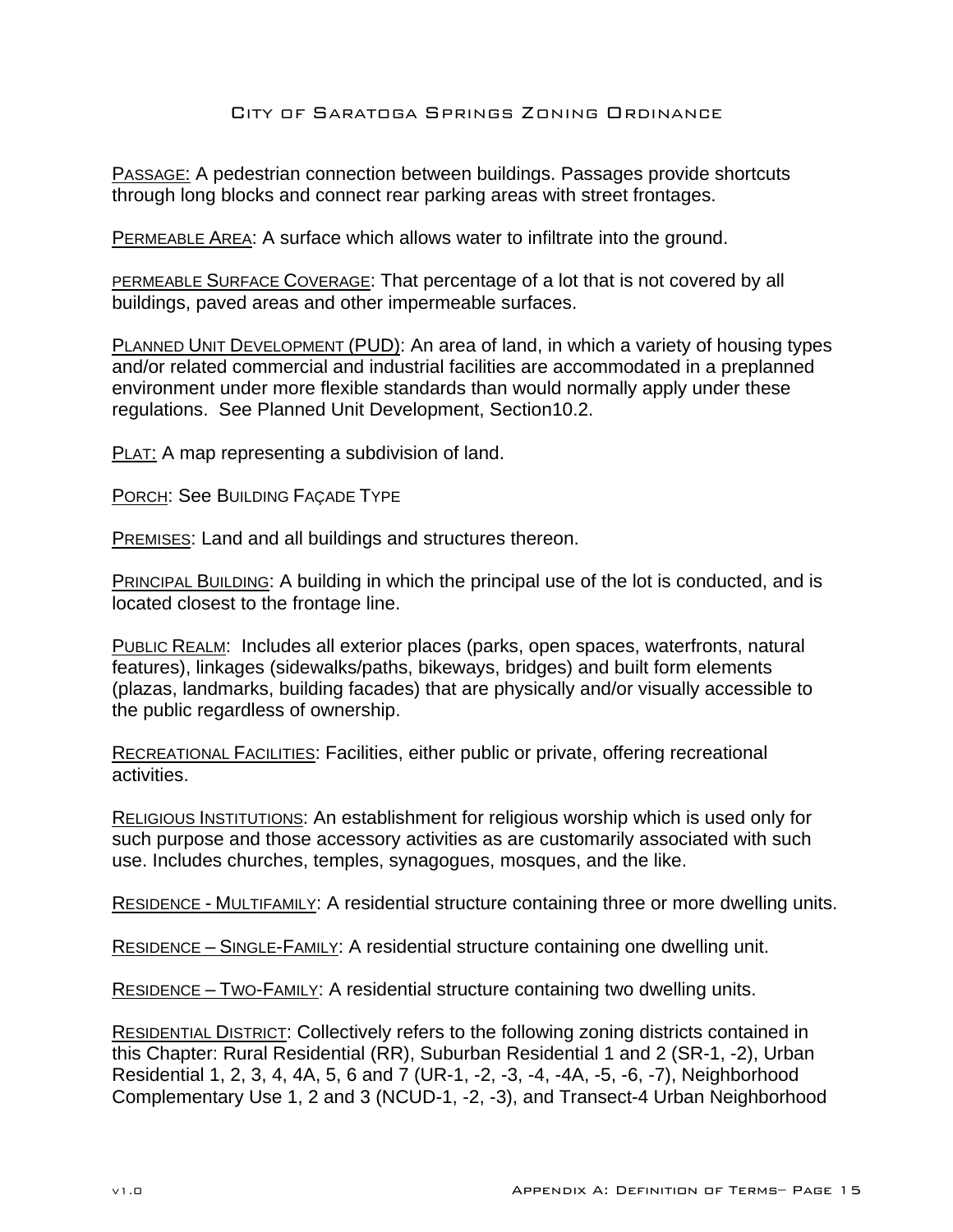<u>PASSAGE:</u> A pedestrian connection between buildings. Passages provide shortcuts through long blocks and connect rear parking areas with street frontages.

<u>PERMEABLE AREA</u>: A surface which allows water to infiltrate into the ground.

<u>PERMEABLE SURFACE COVERAGE</u>: That percentage of a lot that is not covered by all buildings, paved areas and other impermeable surfaces.

<u>PLANNED UNIT DEVELOPMENT (PUD)</u>: An area of land, in which a variety of housing types and/or related commercial and industrial facilities are accommodated in a preplanned environment under more flexible standards than would normally apply under these regulations. See Planned Unit Development, Section10.2.

<u>PLAT:</u> A map representing a subdivision of land.

<u>PORCH</u>: See BUILDING FAÇADE TYPE

<u>PREMISES</u>: Land and all buildings and structures thereon.

<u>PRINCIPAL BUILDING</u>: A building in which the principal use of the lot is conducted, and is located closest to the frontage line.

<u>PUBLIC REALM</u>: Includes all exterior places (parks, open spaces, waterfronts, natural features), linkages (sidewalks/paths, bikeways, bridges) and built form elements (plazas, landmarks, building facades) that are physically and/or visually accessible to the public regardless of ownership.

<u>RECREATIONAL FACILITIES</u>: Facilities, either public or private, offering recreational activities.

<u>RELIGIOUS INSTITUTIONS</u>: An establishment for religious worship which is used only for such purpose and those accessory activities as are customarily associated with such use. Includes churches, temples, synagogues, mosques, and the like.

<u>RESIDENCE - MULTIFAMILY</u>: A residential structure containing three or more dwelling units.

<u>RESIDENCE – SINGLE-FAMILY</u>: A residential structure containing one dwelling unit.

<u>RESIDENCE – TWO-FAMILY</u>: A residential structure containing two dwelling units.

<u>RESIDENTIAL DISTRICT</u>: Collectively refers to the following zoning districts contained in this Chapter: Rural Residential (RR), Suburban Residential 1 and 2 (SR-1, -2), Urban Residential 1, 2, 3, 4, 4A, 5, 6 and 7 (UR-1, -2, -3, -4, -4A, -5, -6, -7), Neighborhood Complementary Use 1, 2 and 3 (NCUD-1, -2, -3), and Transect-4 Urban Neighborhood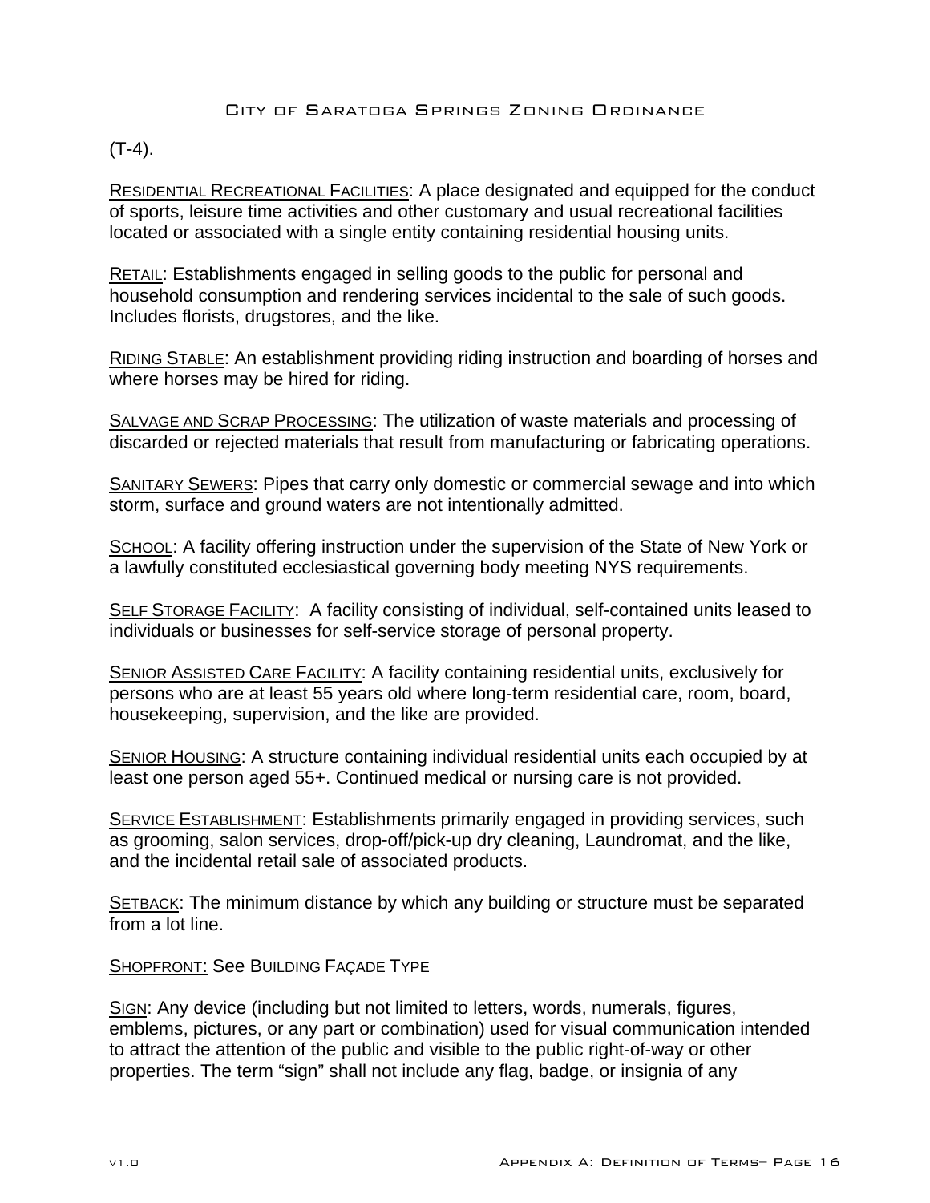(T-4).

<u>Residential Recreational Facilities</u>: A place designated and equipped for the conduct of sports, leisure time activities and other customary and usual recreational facilities located or associated with a single entity containing residential housing units.

<u>Retail</u>: Establishments engaged in selling goods to the public for personal and household consumption and rendering services incidental to the sale of such goods. Includes florists, drugstores, and the like.

<u>Riding Stable</u>: An establishment providing riding instruction and boarding of horses and where horses may be hired for riding.

<u>Salvage and Scrap Processing</u>: The utilization of waste materials and processing of discarded or rejected materials that result from manufacturing or fabricating operations.

<u>Sanitary Sewers</u>: Pipes that carry only domestic or commercial sewage and into which storm, surface and ground waters are not intentionally admitted.

<u>School</u>: A facility offering instruction under the supervision of the State of New York or a lawfully constituted ecclesiastical governing body meeting NYS requirements.

<u>Self Storage Facility</u>: A facility consisting of individual, self-contained units leased to individuals or businesses for self-service storage of personal property.

<u>Senior Assisted Care Facility</u>: A facility containing residential units, exclusively for persons who are at least 55 years old where long-term residential care, room, board, housekeeping, supervision, and the like are provided.

<u>Senior Housing</u>: A structure containing individual residential units each occupied by at least one person aged 55+. Continued medical or nursing care is not provided.

<u>Service Establishment</u>: Establishments primarily engaged in providing services, such as grooming, salon services, drop-off/pick-up dry cleaning, Laundromat, and the like, and the incidental retail sale of associated products.

<u>Setback</u>: The minimum distance by which any building or structure must be separated from a lot line.

<u>Shopfront:</u> See Building Façade Type

<u>Sign</u>: Any device (including but not limited to letters, words, numerals, figures, emblems, pictures, or any part or combination) used for visual communication intended to attract the attention of the public and visible to the public right-of-way or other properties. The term "sign" shall not include any flag, badge, or insignia of any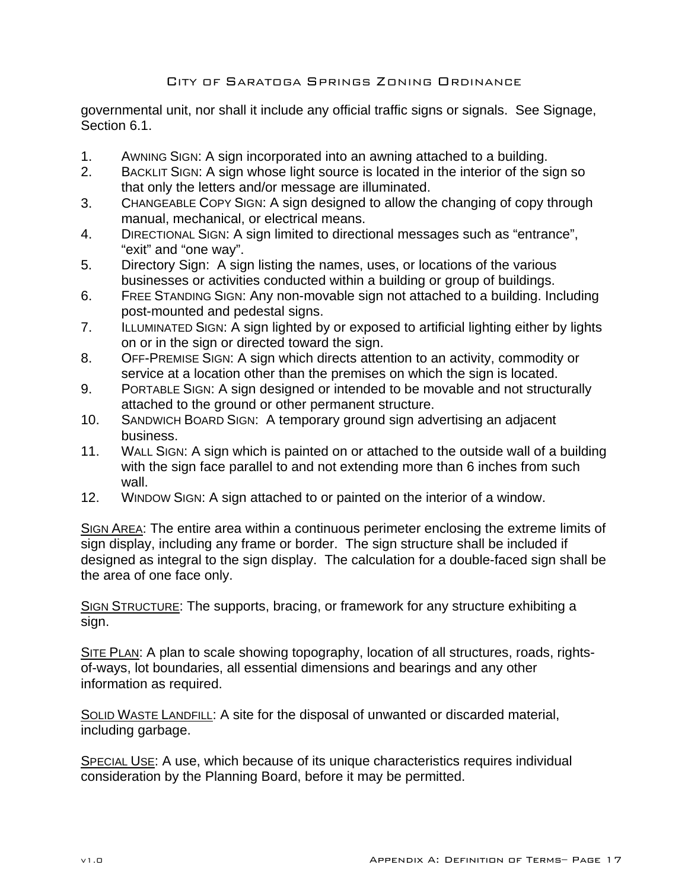governmental unit, nor shall it include any official traffic signs or signals. See Signage, Section 6.1.

1. AWNING SIGN: A sign incorporated into an awning attached to a building.
2. BACKLIT SIGN: A sign whose light source is located in the interior of the sign so that only the letters and/or message are illuminated.
3. CHANGEABLE COPY SIGN: A sign designed to allow the changing of copy through manual, mechanical, or electrical means.
4. DIRECTIONAL SIGN: A sign limited to directional messages such as "entrance", "exit" and "one way".
5. Directory Sign: A sign listing the names, uses, or locations of the various businesses or activities conducted within a building or group of buildings.
6. FREE STANDING SIGN: Any non-movable sign not attached to a building. Including post-mounted and pedestal signs.
7. ILLUMINATED SIGN: A sign lighted by or exposed to artificial lighting either by lights on or in the sign or directed toward the sign.
8. OFF-PREMISE SIGN: A sign which directs attention to an activity, commodity or service at a location other than the premises on which the sign is located.
9. PORTABLE SIGN: A sign designed or intended to be movable and not structurally attached to the ground or other permanent structure.
10. SANDWICH BOARD SIGN: A temporary ground sign advertising an adjacent business.
11. WALL SIGN: A sign which is painted on or attached to the outside wall of a building with the sign face parallel to and not extending more than 6 inches from such wall.
12. WINDOW SIGN: A sign attached to or painted on the interior of a window.

<u>SIGN AREA</u>: The entire area within a continuous perimeter enclosing the extreme limits of sign display, including any frame or border. The sign structure shall be included if designed as integral to the sign display. The calculation for a double-faced sign shall be the area of one face only.

<u>SIGN STRUCTURE</u>: The supports, bracing, or framework for any structure exhibiting a sign.

<u>SITE PLAN</u>: A plan to scale showing topography, location of all structures, roads, rights-of-ways, lot boundaries, all essential dimensions and bearings and any other information as required.

<u>SOLID WASTE LANDFILL</u>: A site for the disposal of unwanted or discarded material, including garbage.

<u>SPECIAL USE</u>: A use, which because of its unique characteristics requires individual consideration by the Planning Board, before it may be permitted.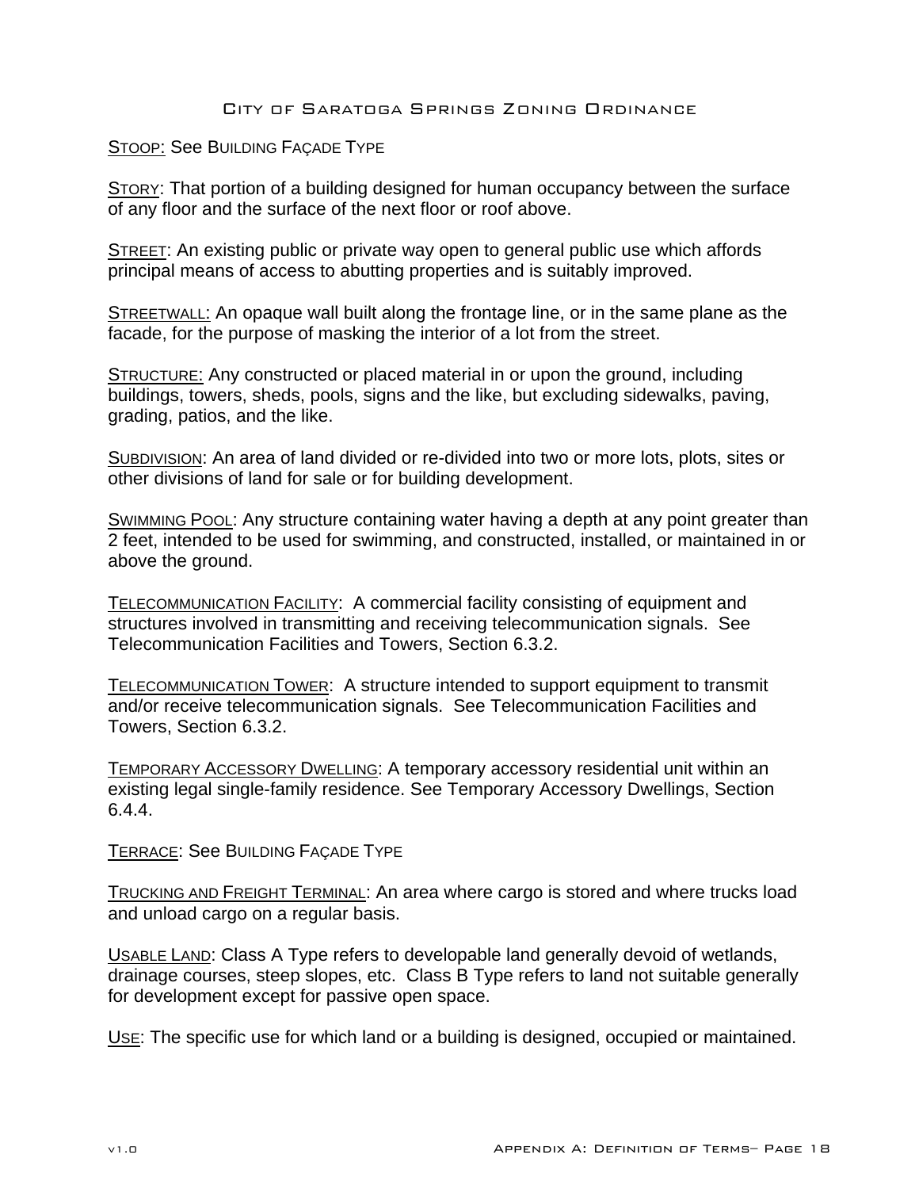STOOP: See BUILDING FAÇADE TYPE

STORY: That portion of a building designed for human occupancy between the surface of any floor and the surface of the next floor or roof above.

STREET: An existing public or private way open to general public use which affords principal means of access to abutting properties and is suitably improved.

STREETWALL: An opaque wall built along the frontage line, or in the same plane as the facade, for the purpose of masking the interior of a lot from the street.

STRUCTURE: Any constructed or placed material in or upon the ground, including buildings, towers, sheds, pools, signs and the like, but excluding sidewalks, paving, grading, patios, and the like.

SUBDIVISION: An area of land divided or re-divided into two or more lots, plots, sites or other divisions of land for sale or for building development.

SWIMMING POOL: Any structure containing water having a depth at any point greater than 2 feet, intended to be used for swimming, and constructed, installed, or maintained in or above the ground.

TELECOMMUNICATION FACILITY: A commercial facility consisting of equipment and structures involved in transmitting and receiving telecommunication signals. See Telecommunication Facilities and Towers, Section 6.3.2.

TELECOMMUNICATION TOWER: A structure intended to support equipment to transmit and/or receive telecommunication signals. See Telecommunication Facilities and Towers, Section 6.3.2.

TEMPORARY ACCESSORY DWELLING: A temporary accessory residential unit within an existing legal single-family residence. See Temporary Accessory Dwellings, Section 6.4.4.

TERRACE: See BUILDING FAÇADE TYPE

TRUCKING AND FREIGHT TERMINAL: An area where cargo is stored and where trucks load and unload cargo on a regular basis.

USABLE LAND: Class A Type refers to developable land generally devoid of wetlands, drainage courses, steep slopes, etc. Class B Type refers to land not suitable generally for development except for passive open space.

USE: The specific use for which land or a building is designed, occupied or maintained.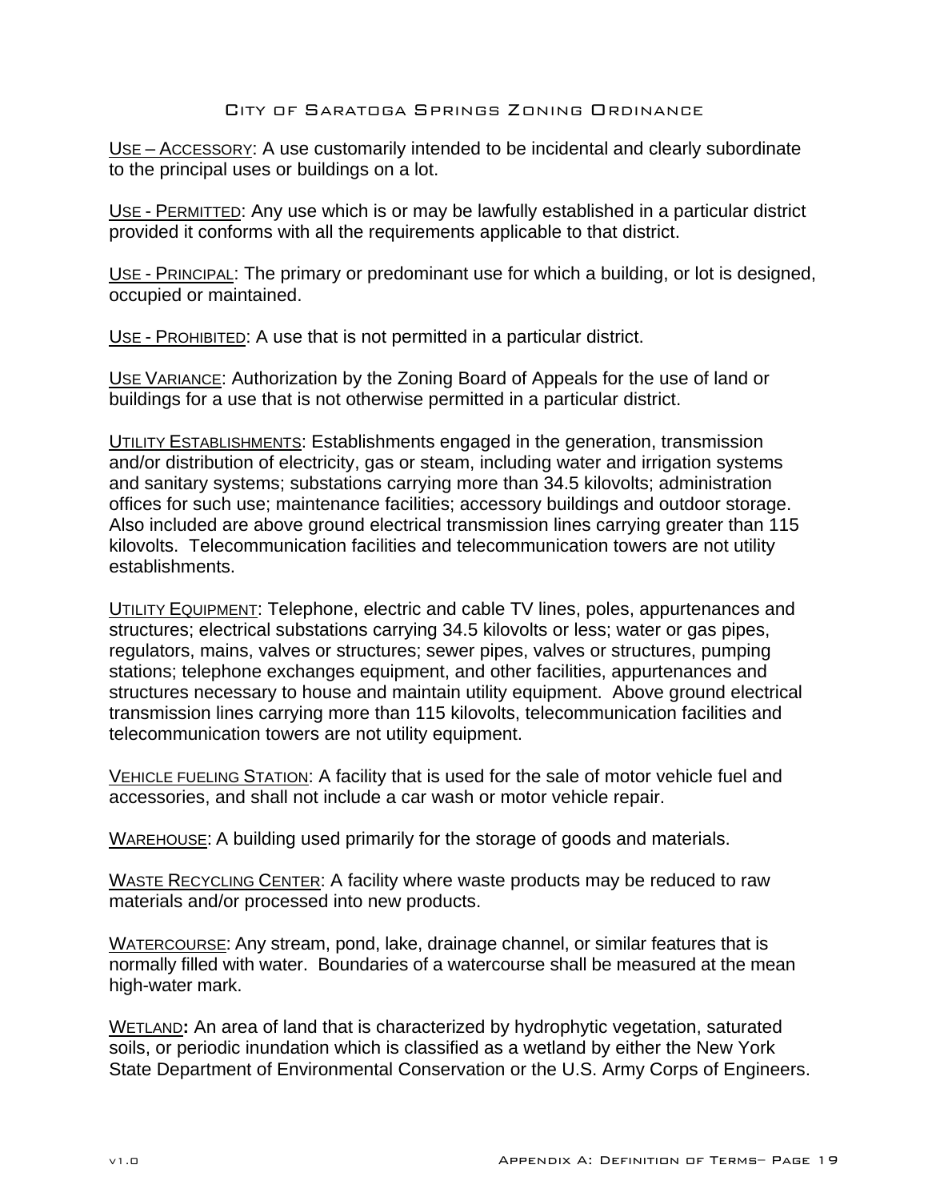<u>Use – Accessory</u>: A use customarily intended to be incidental and clearly subordinate to the principal uses or buildings on a lot.

<u>Use - Permitted</u>: Any use which is or may be lawfully established in a particular district provided it conforms with all the requirements applicable to that district.

<u>Use - Principal</u>: The primary or predominant use for which a building, or lot is designed, occupied or maintained.

<u>Use - Prohibited</u>: A use that is not permitted in a particular district.

<u>Use Variance</u>: Authorization by the Zoning Board of Appeals for the use of land or buildings for a use that is not otherwise permitted in a particular district.

<u>Utility Establishments</u>: Establishments engaged in the generation, transmission and/or distribution of electricity, gas or steam, including water and irrigation systems and sanitary systems; substations carrying more than 34.5 kilovolts; administration offices for such use; maintenance facilities; accessory buildings and outdoor storage. Also included are above ground electrical transmission lines carrying greater than 115 kilovolts. Telecommunication facilities and telecommunication towers are not utility establishments.

<u>Utility Equipment</u>: Telephone, electric and cable TV lines, poles, appurtenances and structures; electrical substations carrying 34.5 kilovolts or less; water or gas pipes, regulators, mains, valves or structures; sewer pipes, valves or structures, pumping stations; telephone exchanges equipment, and other facilities, appurtenances and structures necessary to house and maintain utility equipment. Above ground electrical transmission lines carrying more than 115 kilovolts, telecommunication facilities and telecommunication towers are not utility equipment.

<u>Vehicle fueling Station</u>: A facility that is used for the sale of motor vehicle fuel and accessories, and shall not include a car wash or motor vehicle repair.

<u>Warehouse</u>: A building used primarily for the storage of goods and materials.

<u>Waste Recycling Center</u>: A facility where waste products may be reduced to raw materials and/or processed into new products.

<u>Watercourse</u>: Any stream, pond, lake, drainage channel, or similar features that is normally filled with water. Boundaries of a watercourse shall be measured at the mean high-water mark.

<u>Wetland</u>**:** An area of land that is characterized by hydrophytic vegetation, saturated soils, or periodic inundation which is classified as a wetland by either the New York State Department of Environmental Conservation or the U.S. Army Corps of Engineers.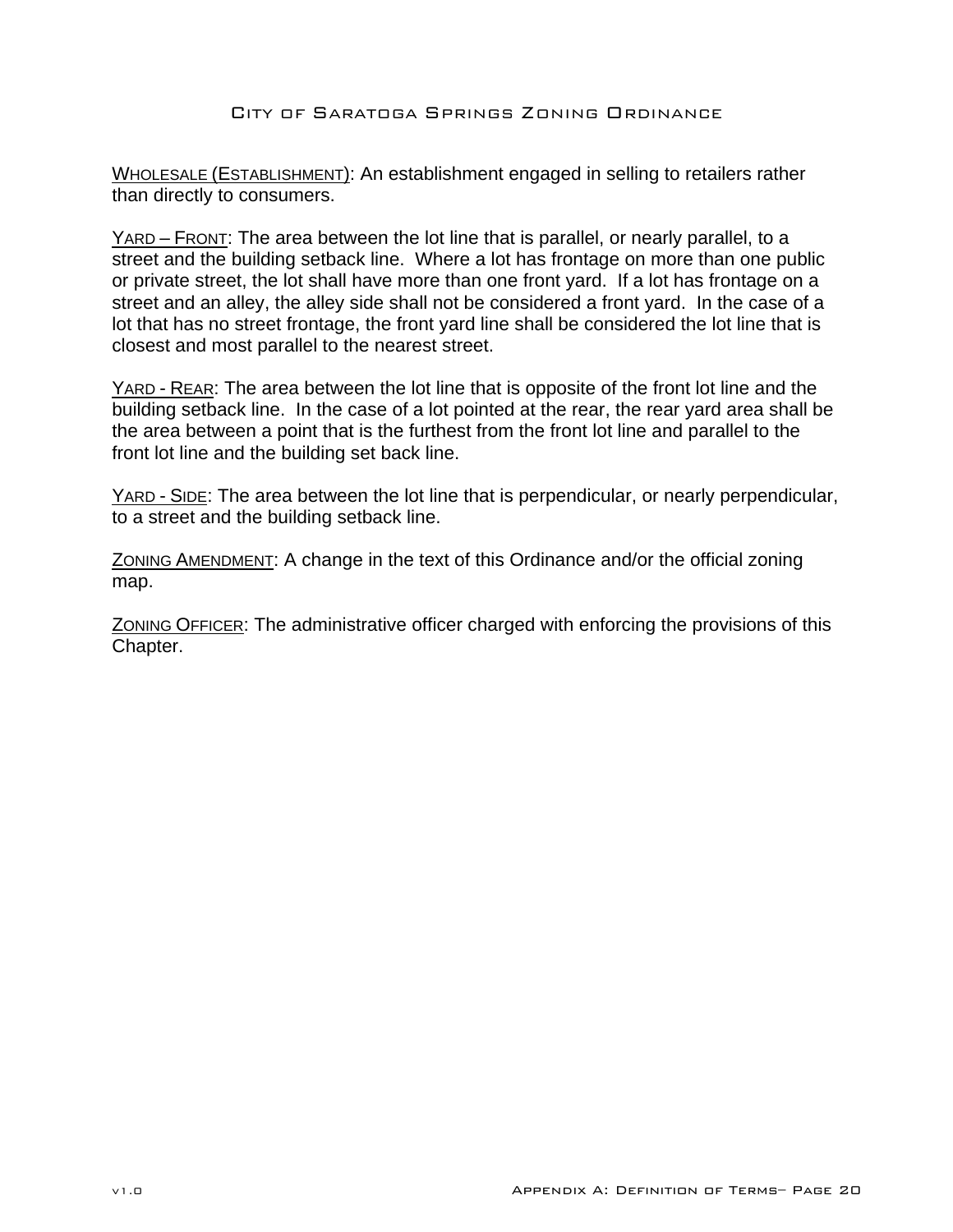WHOLESALE (ESTABLISHMENT): An establishment engaged in selling to retailers rather than directly to consumers.

YARD – FRONT: The area between the lot line that is parallel, or nearly parallel, to a street and the building setback line. Where a lot has frontage on more than one public or private street, the lot shall have more than one front yard. If a lot has frontage on a street and an alley, the alley side shall not be considered a front yard. In the case of a lot that has no street frontage, the front yard line shall be considered the lot line that is closest and most parallel to the nearest street.

YARD - REAR: The area between the lot line that is opposite of the front lot line and the building setback line. In the case of a lot pointed at the rear, the rear yard area shall be the area between a point that is the furthest from the front lot line and parallel to the front lot line and the building set back line.

YARD - SIDE: The area between the lot line that is perpendicular, or nearly perpendicular, to a street and the building setback line.

ZONING AMENDMENT: A change in the text of this Ordinance and/or the official zoning map.

ZONING OFFICER: The administrative officer charged with enforcing the provisions of this Chapter.